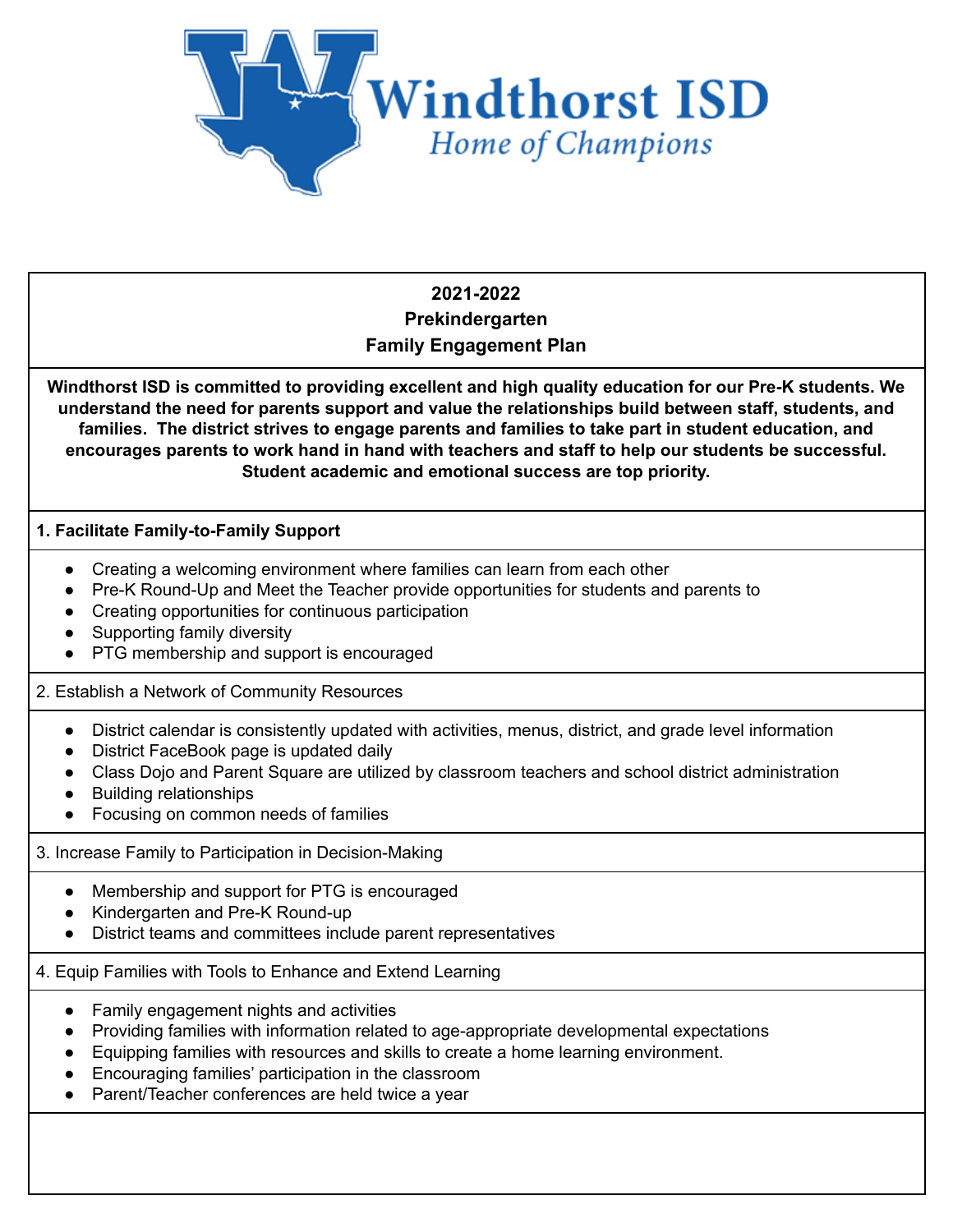Windthorst ISD

*Home of Champions*

**2021-2022**
**Prekindergarten**
**Family Engagement Plan**

**Windthorst ISD is committed to providing excellent and high quality education for our Pre-K students. We understand the need for parents support and value the relationships build between staff, students, and families. The district strives to engage parents and families to take part in student education, and encourages parents to work hand in hand with teachers and staff to help our students be successful. Student academic and emotional success are top priority.**

**1. Facilitate Family-to-Family Support**

- Creating a welcoming environment where families can learn from each other
- Pre-K Round-Up and Meet the Teacher provide opportunities for students and parents to
- Creating opportunities for continuous participation
- Supporting family diversity
- PTG membership and support is encouraged

2. Establish a Network of Community Resources

- District calendar is consistently updated with activities, menus, district, and grade level information
- District FaceBook page is updated daily
- Class Dojo and Parent Square are utilized by classroom teachers and school district administration
- Building relationships
- Focusing on common needs of families

3. Increase Family to Participation in Decision-Making

- Membership and support for PTG is encouraged
- Kindergarten and Pre-K Round-up
- District teams and committees include parent representatives

4. Equip Families with Tools to Enhance and Extend Learning

- Family engagement nights and activities
- Providing families with information related to age-appropriate developmental expectations
- Equipping families with resources and skills to create a home learning environment.
- Encouraging families' participation in the classroom
- Parent/Teacher conferences are held twice a year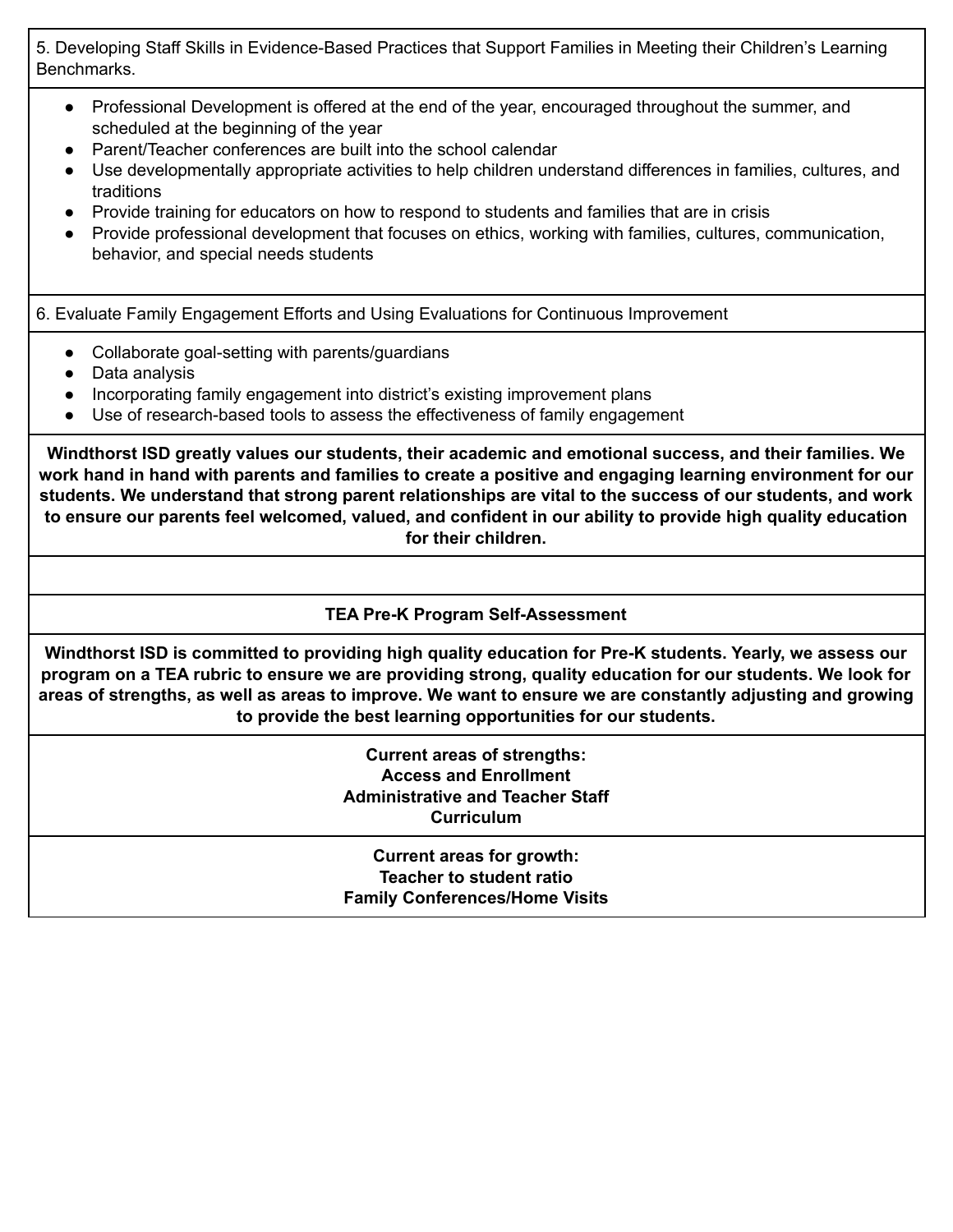5. Developing Staff Skills in Evidence-Based Practices that Support Families in Meeting their Children's Learning Benchmarks.

- Professional Development is offered at the end of the year, encouraged throughout the summer, and scheduled at the beginning of the year
- Parent/Teacher conferences are built into the school calendar
- Use developmentally appropriate activities to help children understand differences in families, cultures, and traditions
- Provide training for educators on how to respond to students and families that are in crisis
- Provide professional development that focuses on ethics, working with families, cultures, communication, behavior, and special needs students

6. Evaluate Family Engagement Efforts and Using Evaluations for Continuous Improvement

- Collaborate goal-setting with parents/guardians
- Data analysis
- Incorporating family engagement into district's existing improvement plans
- Use of research-based tools to assess the effectiveness of family engagement

**Windthorst ISD greatly values our students, their academic and emotional success, and their families. We work hand in hand with parents and families to create a positive and engaging learning environment for our students. We understand that strong parent relationships are vital to the success of our students, and work to ensure our parents feel welcomed, valued, and confident in our ability to provide high quality education for their children.**

**TEA Pre-K Program Self-Assessment**

**Windthorst ISD is committed to providing high quality education for Pre-K students. Yearly, we assess our program on a TEA rubric to ensure we are providing strong, quality education for our students. We look for areas of strengths, as well as areas to improve. We want to ensure we are constantly adjusting and growing to provide the best learning opportunities for our students.**

**Current areas of strengths:**
**Access and Enrollment**
**Administrative and Teacher Staff**
**Curriculum**

**Current areas for growth:**
**Teacher to student ratio**
**Family Conferences/Home Visits**